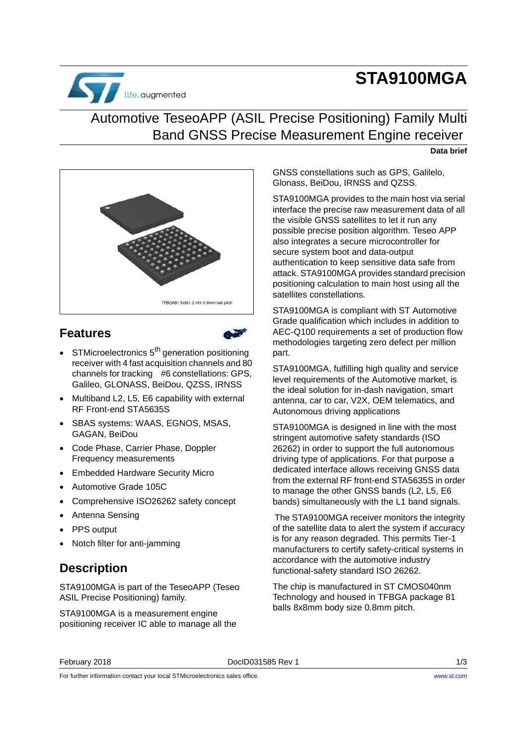# STA9100MGA

## Automotive TeseoAPP (ASIL Precise Positioning) Family Multi Band GNSS Precise Measurement Engine receiver

**Data brief**

TFBGA81 8x8x1.2 mm 0.8mm ball pitch

## Features

- STMicroelectronics 5th generation positioning receiver with 4 fast acquisition channels and 80 channels for tracking #6 constellations: GPS, Galileo, GLONASS, BeiDou, QZSS, IRNSS
- Multiband L2, L5, E6 capability with external RF Front-end STA5635S
- SBAS systems: WAAS, EGNOS, MSAS, GAGAN, BeiDou
- Code Phase, Carrier Phase, Doppler Frequency measurements
- Embedded Hardware Security Micro
- Automotive Grade 105C
- Comprehensive ISO26262 safety concept
- Antenna Sensing
- PPS output
- Notch filter for anti-jamming

## Description

STA9100MGA is part of the TeseoAPP (Teseo ASIL Precise Positioning) family.

STA9100MGA is a measurement engine positioning receiver IC able to manage all the GNSS constellations such as GPS, Galilelo, Glonass, BeiDou, IRNSS and QZSS.

STA9100MGA provides to the main host via serial interface the precise raw measurement data of all the visible GNSS satellites to let it run any possible precise position algorithm. Teseo APP also integrates a secure microcontroller for secure system boot and data-output authentication to keep sensitive data safe from attack. STA9100MGA provides standard precision positioning calculation to main host using all the satellites constellations.

STA9100MGA is compliant with ST Automotive Grade qualification which includes in addition to AEC-Q100 requirements a set of production flow methodologies targeting zero defect per million part.

STA9100MGA, fulfilling high quality and service level requirements of the Automotive market, is the ideal solution for in-dash navigation, smart antenna, car to car, V2X, OEM telematics, and Autonomous driving applications

STA9100MGA is designed in line with the most stringent automotive safety standards (ISO 26262) in order to support the full autonomous driving type of applications. For that purpose a dedicated interface allows receiving GNSS data from the external RF front-end STA5635S in order to manage the other GNSS bands (L2, L5, E6 bands) simultaneously with the L1 band signals.

The STA9100MGA receiver monitors the integrity of the satellite data to alert the system if accuracy is for any reason degraded. This permits Tier-1 manufacturers to certify safety-critical systems in accordance with the automotive industry functional-safety standard ISO 26262.

The chip is manufactured in ST CMOS040nm Technology and housed in TFBGA package 81 balls 8x8mm body size 0.8mm pitch.

February 2018 DocID031585 Rev 1

For further information contact your local STMicroelectronics sales office. www.st.com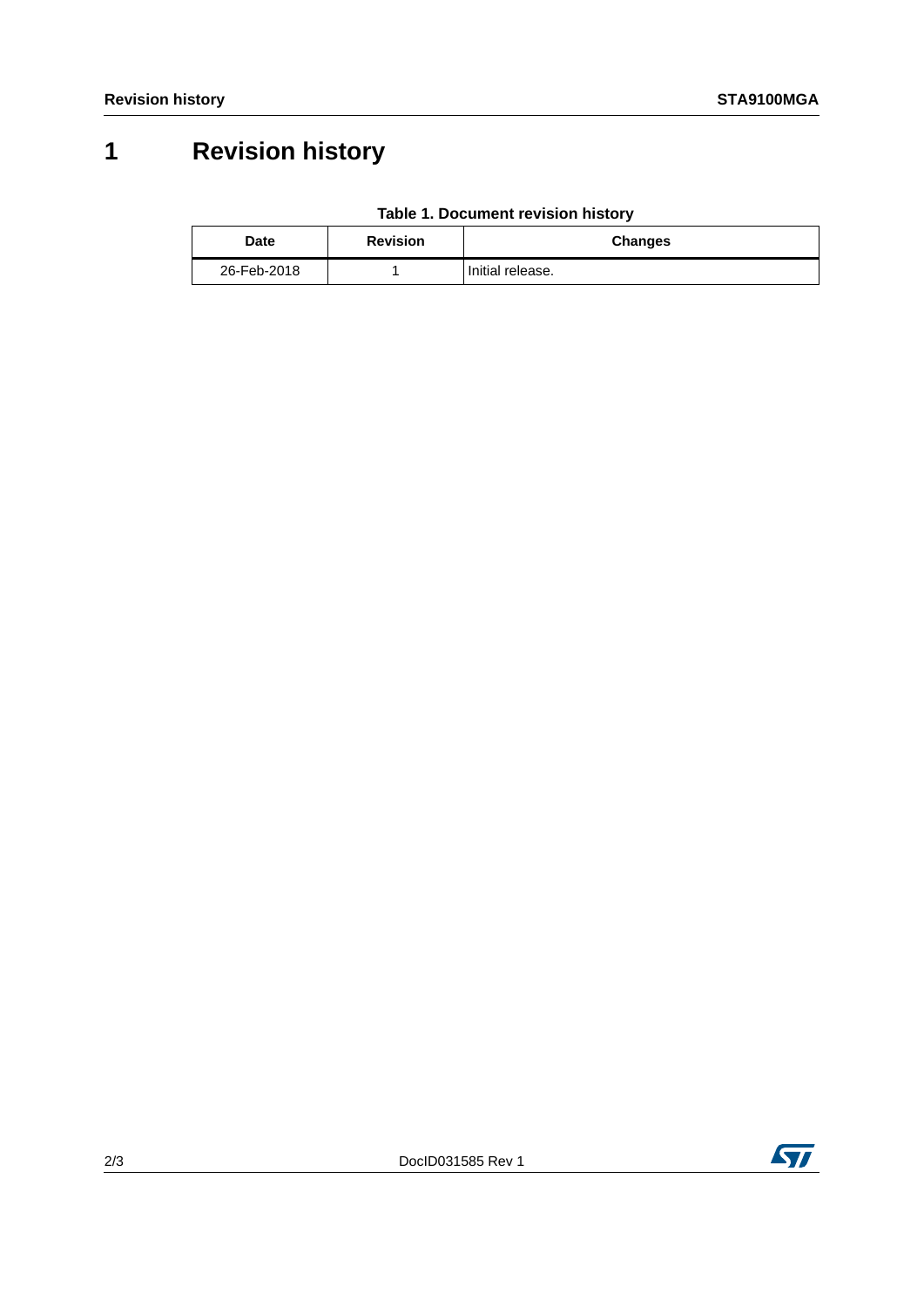# 1 Revision history

**Table 1. Document revision history**

| Date | Revision | Changes |
|---|---|---|
| 26-Feb-2018 | 1 | Initial release. |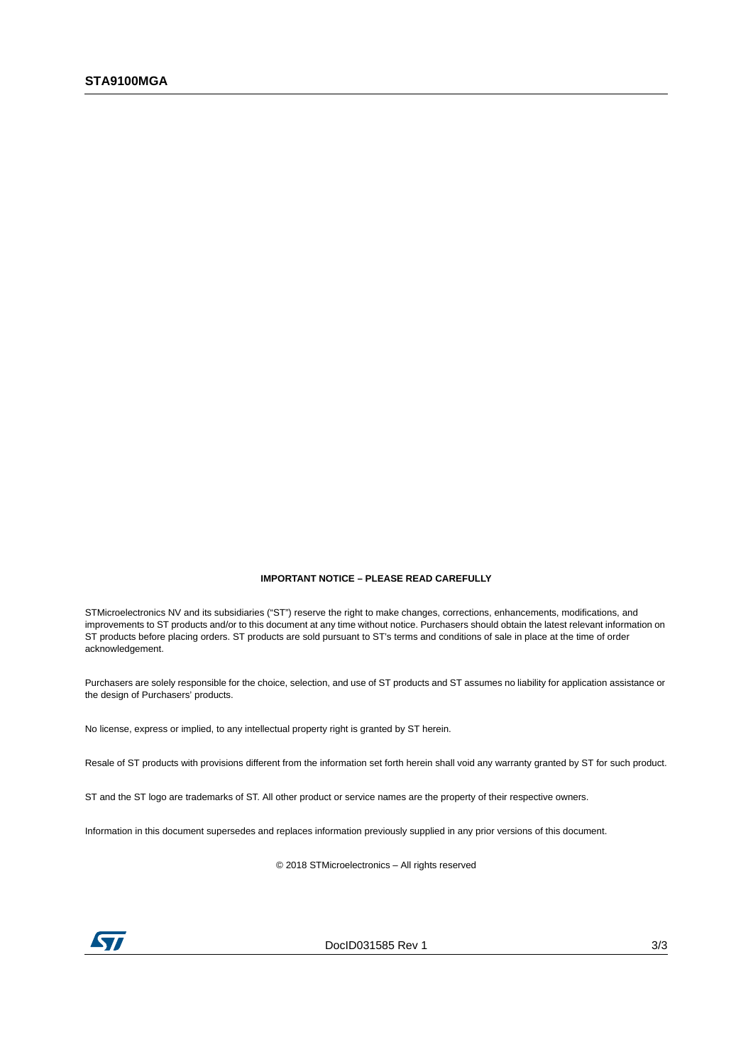**IMPORTANT NOTICE – PLEASE READ CAREFULLY**

STMicroelectronics NV and its subsidiaries ("ST") reserve the right to make changes, corrections, enhancements, modifications, and improvements to ST products and/or to this document at any time without notice. Purchasers should obtain the latest relevant information on ST products before placing orders. ST products are sold pursuant to ST's terms and conditions of sale in place at the time of order acknowledgement.

Purchasers are solely responsible for the choice, selection, and use of ST products and ST assumes no liability for application assistance or the design of Purchasers' products.

No license, express or implied, to any intellectual property right is granted by ST herein.

Resale of ST products with provisions different from the information set forth herein shall void any warranty granted by ST for such product.

ST and the ST logo are trademarks of ST. All other product or service names are the property of their respective owners.

Information in this document supersedes and replaces information previously supplied in any prior versions of this document.

© 2018 STMicroelectronics – All rights reserved